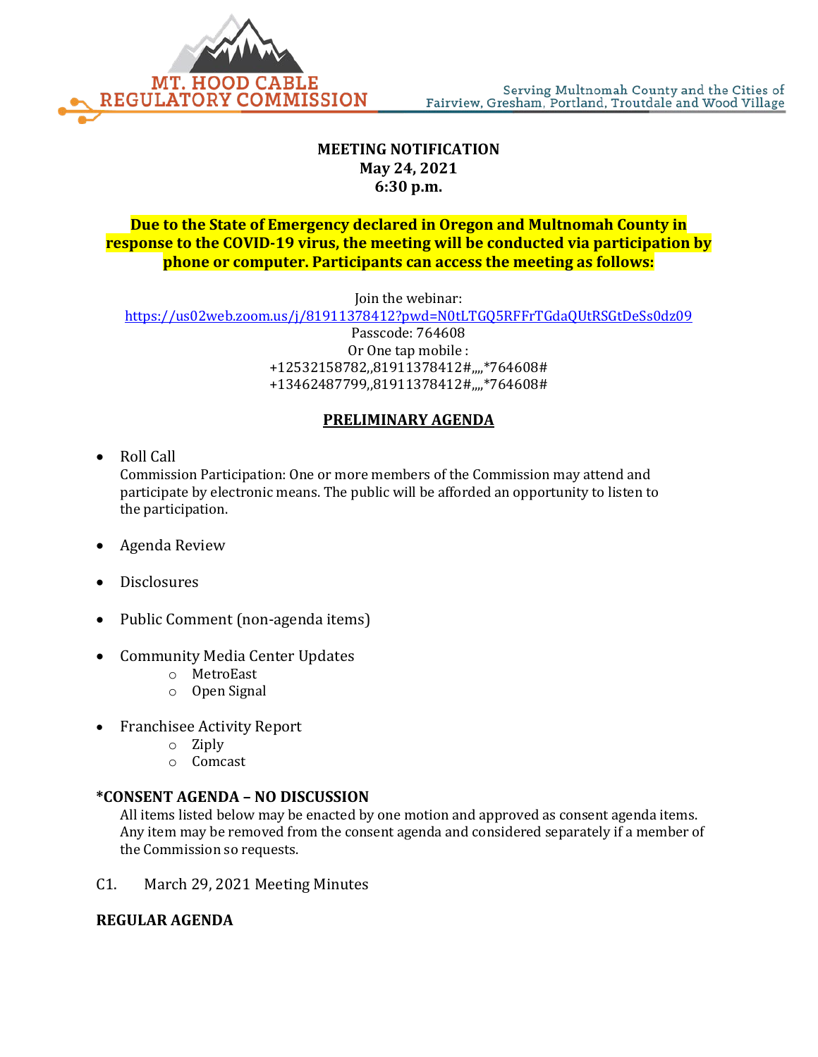MT. HOOD CABLE REGULATORY COMMISSION

Serving Multnomah County and the Cities of Fairview, Gresham, Portland, Troutdale and Wood Village

**MEETING NOTIFICATION**
**May 24, 2021**
**6:30 p.m.**

**Due to the State of Emergency declared in Oregon and Multnomah County in response to the COVID-19 virus, the meeting will be conducted via participation by phone or computer. Participants can access the meeting as follows:**

Join the webinar:
https://us02web.zoom.us/j/81911378412?pwd=N0tLTGQ5RFFrTGdaQUtRSGtDeSs0dz09
Passcode: 764608
Or One tap mobile :
+12532158782,,81911378412#,,,,*764608#
+13462487799,,81911378412#,,,,*764608#

## PRELIMINARY AGENDA

- Roll Call
  Commission Participation: One or more members of the Commission may attend and participate by electronic means. The public will be afforded an opportunity to listen to the participation.
- Agenda Review
- Disclosures
- Public Comment (non-agenda items)
- Community Media Center Updates
  - MetroEast
  - Open Signal
- Franchisee Activity Report
  - Ziply
  - Comcast

**\*CONSENT AGENDA – NO DISCUSSION**

All items listed below may be enacted by one motion and approved as consent agenda items. Any item may be removed from the consent agenda and considered separately if a member of the Commission so requests.

C1. March 29, 2021 Meeting Minutes

**REGULAR AGENDA**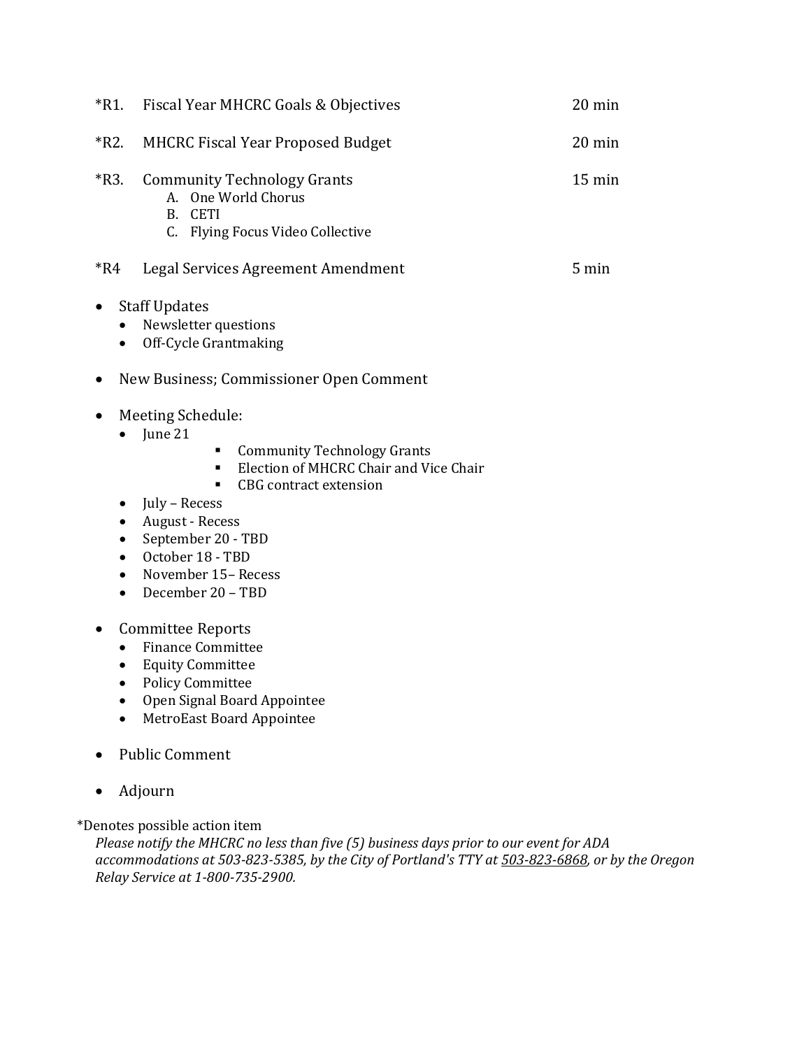*R1. Fiscal Year MHCRC Goals & Objectives 20 min

*R2. MHCRC Fiscal Year Proposed Budget 20 min

*R3. Community Technology Grants 15 min

A. One World Chorus
B. CETI
C. Flying Focus Video Collective

*R4 Legal Services Agreement Amendment 5 min

- Staff Updates
  - Newsletter questions
  - Off-Cycle Grantmaking

- New Business; Commissioner Open Comment

- Meeting Schedule:
  - June 21
    - Community Technology Grants
    - Election of MHCRC Chair and Vice Chair
    - CBG contract extension
  - July – Recess
  - August - Recess
  - September 20 - TBD
  - October 18 - TBD
  - November 15– Recess
  - December 20 – TBD

- Committee Reports
  - Finance Committee
  - Equity Committee
  - Policy Committee
  - Open Signal Board Appointee
  - MetroEast Board Appointee

- Public Comment

- Adjourn

*Denotes possible action item

*Please notify the MHCRC no less than five (5) business days prior to our event for ADA accommodations at 503-823-5385, by the City of Portland's TTY at 503-823-6868, or by the Oregon Relay Service at 1-800-735-2900.*